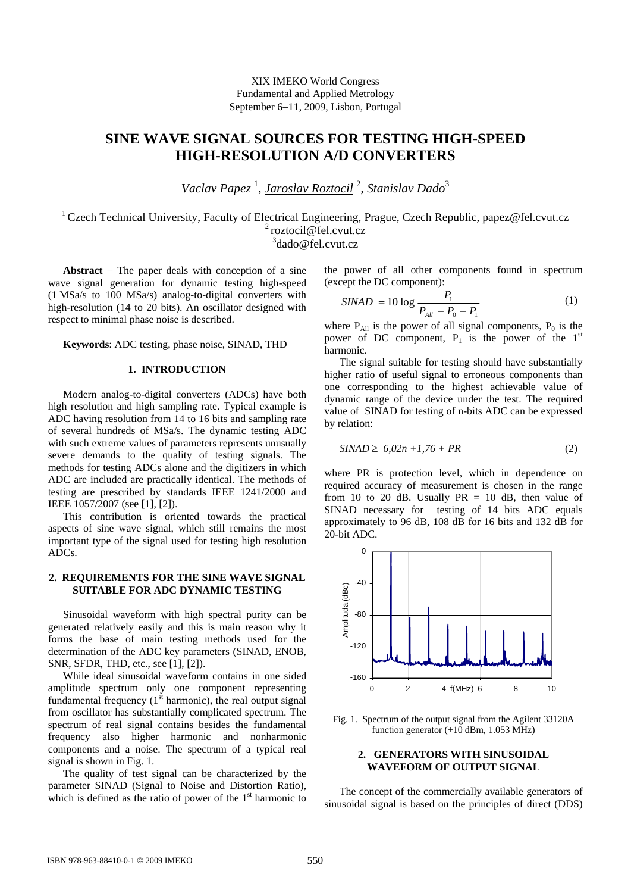XIX IMEKO World Congress
Fundamental and Applied Metrology
September 6–11, 2009, Lisbon, Portugal

# SINE WAVE SIGNAL SOURCES FOR TESTING HIGH-SPEED HIGH-RESOLUTION A/D CONVERTERS

*Vaclav Papez* [1], *Jaroslav Roztocil* [2], *Stanislav Dado* [3]

[1] Czech Technical University, Faculty of Electrical Engineering, Prague, Czech Republic, papez@fel.cvut.cz
[2] roztocil@fel.cvut.cz
[3] dado@fel.cvut.cz

**Abstract** − The paper deals with conception of a sine wave signal generation for dynamic testing high-speed (1 MSa/s to 100 MSa/s) analog-to-digital converters with high-resolution (14 to 20 bits). An oscillator designed with respect to minimal phase noise is described.

**Keywords**: ADC testing, phase noise, SINAD, THD

## 1. INTRODUCTION

Modern analog-to-digital converters (ADCs) have both high resolution and high sampling rate. Typical example is ADC having resolution from 14 to 16 bits and sampling rate of several hundreds of MSa/s. The dynamic testing ADC with such extreme values of parameters represents unusually severe demands to the quality of testing signals. The methods for testing ADCs alone and the digitizers in which ADC are included are practically identical. The methods of testing are prescribed by standards IEEE 1241/2000 and IEEE 1057/2007 (see [1], [2]).

This contribution is oriented towards the practical aspects of sine wave signal, which still remains the most important type of the signal used for testing high resolution ADCs.

## 2. REQUIREMENTS FOR THE SINE WAVE SIGNAL SUITABLE FOR ADC DYNAMIC TESTING

Sinusoidal waveform with high spectral purity can be generated relatively easily and this is main reason why it forms the base of main testing methods used for the determination of the ADC key parameters (SINAD, ENOB, SNR, SFDR, THD, etc., see [1], [2]).

While ideal sinusoidal waveform contains in one sided amplitude spectrum only one component representing fundamental frequency ($1^{st}$ harmonic), the real output signal from oscillator has substantially complicated spectrum. The spectrum of real signal contains besides the fundamental frequency also higher harmonic and nonharmonic components and a noise. The spectrum of a typical real signal is shown in Fig. 1.

The quality of test signal can be characterized by the parameter SINAD (Signal to Noise and Distortion Ratio), which is defined as the ratio of power of the $1^{st}$ harmonic to the power of all other components found in spectrum (except the DC component):

$$SINAD = 10 \log \frac{P_1}{P_{All} - P_0 - P_1} \tag{1}$$

where $P_{All}$ is the power of all signal components, $P_0$ is the power of DC component, $P_1$ is the power of the $1^{st}$ harmonic.

The signal suitable for testing should have substantially higher ratio of useful signal to erroneous components than one corresponding to the highest achievable value of dynamic range of the device under the test. The required value of SINAD for testing of n-bits ADC can be expressed by relation:

$$SINAD \geq 6{,}02n + 1{,}76 + PR \tag{2}$$

where PR is protection level, which in dependence on required accuracy of measurement is chosen in the range from 10 to 20 dB. Usually PR = 10 dB, then value of SINAD necessary for testing of 14 bits ADC equals approximately to 96 dB, 108 dB for 16 bits and 132 dB for 20-bit ADC.

Fig. 1. Spectrum of the output signal from the Agilent 33120A function generator (+10 dBm, 1.053 MHz)

## 2. GENERATORS WITH SINUSOIDAL WAVEFORM OF OUTPUT SIGNAL

The concept of the commercially available generators of sinusoidal signal is based on the principles of direct (DDS)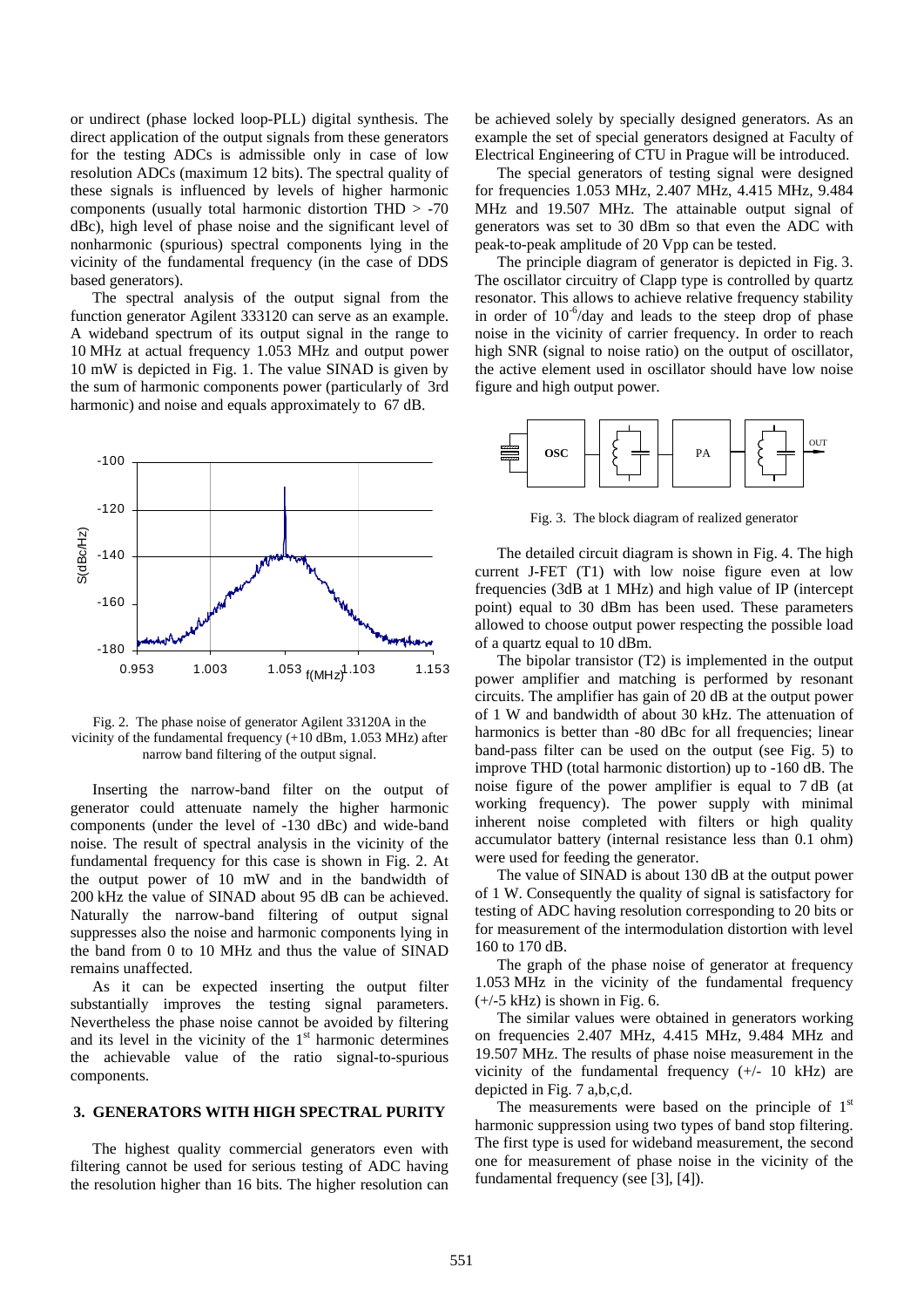or undirect (phase locked loop-PLL) digital synthesis. The direct application of the output signals from these generators for the testing ADCs is admissible only in case of low resolution ADCs (maximum 12 bits). The spectral quality of these signals is influenced by levels of higher harmonic components (usually total harmonic distortion THD > -70 dBc), high level of phase noise and the significant level of nonharmonic (spurious) spectral components lying in the vicinity of the fundamental frequency (in the case of DDS based generators).

The spectral analysis of the output signal from the function generator Agilent 333120 can serve as an example. A wideband spectrum of its output signal in the range to 10 MHz at actual frequency 1.053 MHz and output power 10 mW is depicted in Fig. 1. The value SINAD is given by the sum of harmonic components power (particularly of 3rd harmonic) and noise and equals approximately to 67 dB.

Fig. 2. The phase noise of generator Agilent 33120A in the vicinity of the fundamental frequency (+10 dBm, 1.053 MHz) after narrow band filtering of the output signal.

Inserting the narrow-band filter on the output of generator could attenuate namely the higher harmonic components (under the level of -130 dBc) and wide-band noise. The result of spectral analysis in the vicinity of the fundamental frequency for this case is shown in Fig. 2. At the output power of 10 mW and in the bandwidth of 200 kHz the value of SINAD about 95 dB can be achieved. Naturally the narrow-band filtering of output signal suppresses also the noise and harmonic components lying in the band from 0 to 10 MHz and thus the value of SINAD remains unaffected.

As it can be expected inserting the output filter substantially improves the testing signal parameters. Nevertheless the phase noise cannot be avoided by filtering and its level in the vicinity of the 1st harmonic determines the achievable value of the ratio signal-to-spurious components.

## 3. GENERATORS WITH HIGH SPECTRAL PURITY

The highest quality commercial generators even with filtering cannot be used for serious testing of ADC having the resolution higher than 16 bits. The higher resolution can be achieved solely by specially designed generators. As an example the set of special generators designed at Faculty of Electrical Engineering of CTU in Prague will be introduced.

The special generators of testing signal were designed for frequencies 1.053 MHz, 2.407 MHz, 4.415 MHz, 9.484 MHz and 19.507 MHz. The attainable output signal of generators was set to 30 dBm so that even the ADC with peak-to-peak amplitude of 20 Vpp can be tested.

The principle diagram of generator is depicted in Fig. 3. The oscillator circuitry of Clapp type is controlled by quartz resonator. This allows to achieve relative frequency stability in order of $10^{-6}$/day and leads to the steep drop of phase noise in the vicinity of carrier frequency. In order to reach high SNR (signal to noise ratio) on the output of oscillator, the active element used in oscillator should have low noise figure and high output power.

Fig. 3. The block diagram of realized generator

The detailed circuit diagram is shown in Fig. 4. The high current J-FET (T1) with low noise figure even at low frequencies (3dB at 1 MHz) and high value of IP (intercept point) equal to 30 dBm has been used. These parameters allowed to choose output power respecting the possible load of a quartz equal to 10 dBm.

The bipolar transistor (T2) is implemented in the output power amplifier and matching is performed by resonant circuits. The amplifier has gain of 20 dB at the output power of 1 W and bandwidth of about 30 kHz. The attenuation of harmonics is better than -80 dBc for all frequencies; linear band-pass filter can be used on the output (see Fig. 5) to improve THD (total harmonic distortion) up to -160 dB. The noise figure of the power amplifier is equal to 7 dB (at working frequency). The power supply with minimal inherent noise completed with filters or high quality accumulator battery (internal resistance less than 0.1 ohm) were used for feeding the generator.

The value of SINAD is about 130 dB at the output power of 1 W. Consequently the quality of signal is satisfactory for testing of ADC having resolution corresponding to 20 bits or for measurement of the intermodulation distortion with level 160 to 170 dB.

The graph of the phase noise of generator at frequency 1.053 MHz in the vicinity of the fundamental frequency (+/-5 kHz) is shown in Fig. 6.

The similar values were obtained in generators working on frequencies 2.407 MHz, 4.415 MHz, 9.484 MHz and 19.507 MHz. The results of phase noise measurement in the vicinity of the fundamental frequency (+/- 10 kHz) are depicted in Fig. 7 a,b,c,d.

The measurements were based on the principle of 1st harmonic suppression using two types of band stop filtering. The first type is used for wideband measurement, the second one for measurement of phase noise in the vicinity of the fundamental frequency (see [3], [4]).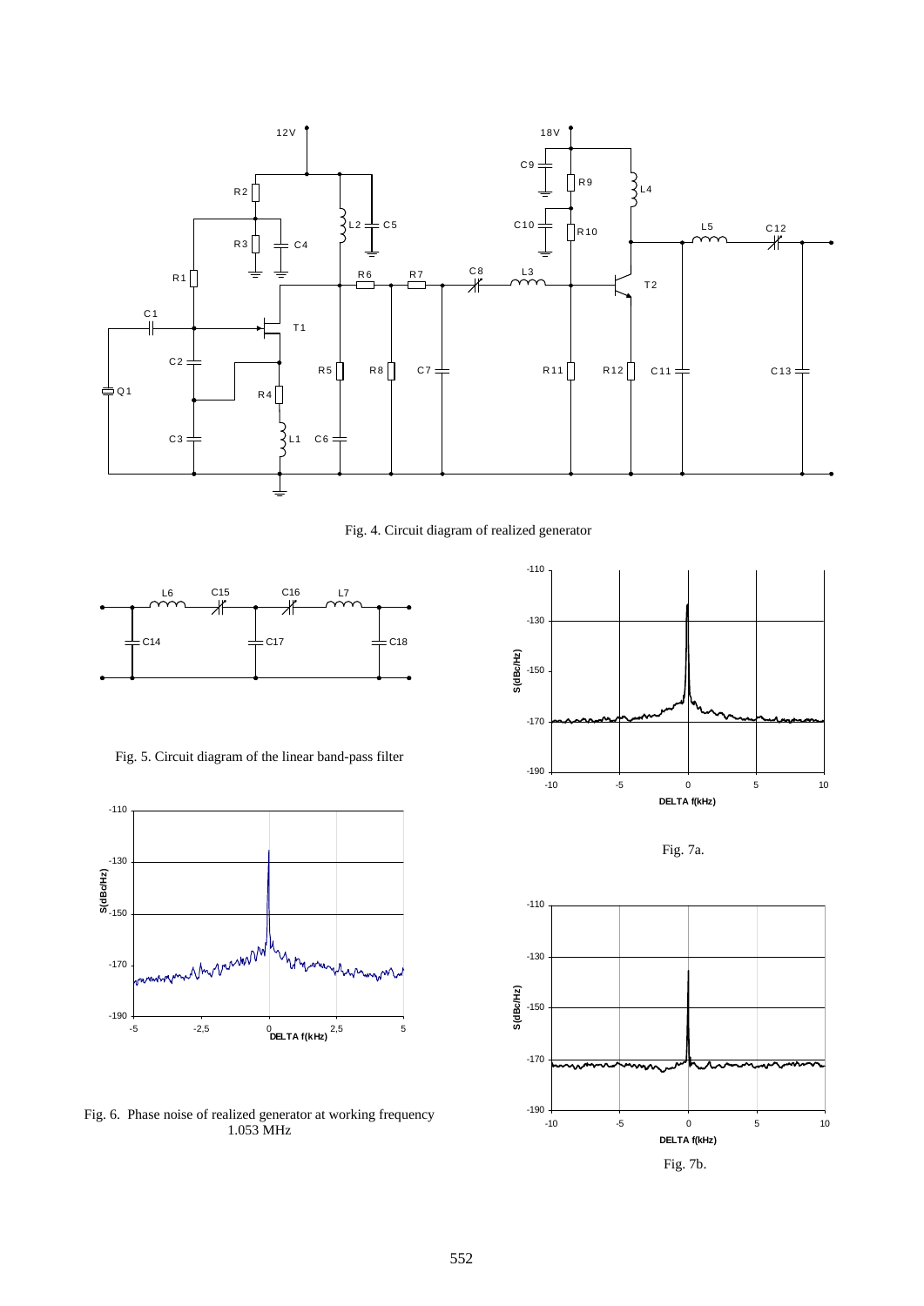Fig. 4. Circuit diagram of realized generator

Fig. 5. Circuit diagram of the linear band-pass filter

Fig. 6. Phase noise of realized generator at working frequency 1.053 MHz

Fig. 7a.

Fig. 7b.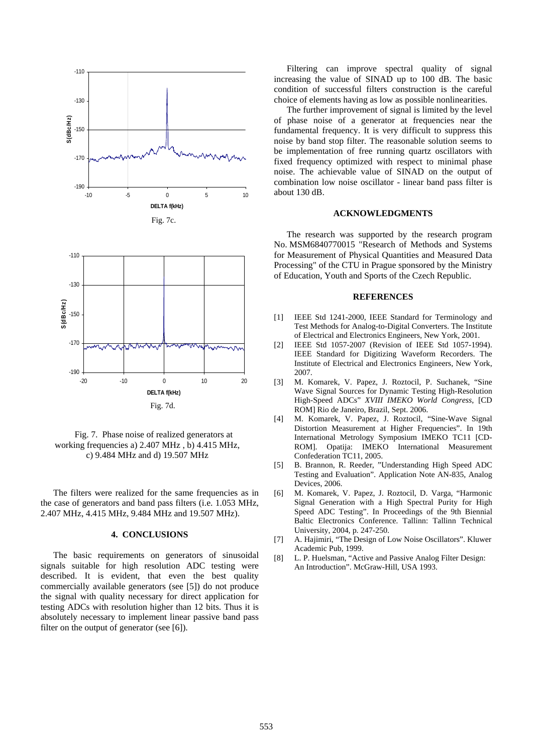-110
-130
-150
-170
-190
S(dBc/Hz)
-10
-5
0
5
10
DELTA f(kHz)

Fig. 7c.

-110
-130
-150
-170
-190
S(dBc/Hz)
-20
-10
0
10
20
DELTA f(kHz)

Fig. 7d.

Fig. 7. Phase noise of realized generators at working frequencies a) 2.407 MHz , b) 4.415 MHz, c) 9.484 MHz and d) 19.507 MHz

The filters were realized for the same frequencies as in the case of generators and band pass filters (i.e. 1.053 MHz, 2.407 MHz, 4.415 MHz, 9.484 MHz and 19.507 MHz).

## 4. CONCLUSIONS

The basic requirements on generators of sinusoidal signals suitable for high resolution ADC testing were described. It is evident, that even the best quality commercially available generators (see [5]) do not produce the signal with quality necessary for direct application for testing ADCs with resolution higher than 12 bits. Thus it is absolutely necessary to implement linear passive band pass filter on the output of generator (see [6]).

Filtering can improve spectral quality of signal increasing the value of SINAD up to 100 dB. The basic condition of successful filters construction is the careful choice of elements having as low as possible nonlinearities.

The further improvement of signal is limited by the level of phase noise of a generator at frequencies near the fundamental frequency. It is very difficult to suppress this noise by band stop filter. The reasonable solution seems to be implementation of free running quartz oscillators with fixed frequency optimized with respect to minimal phase noise. The achievable value of SINAD on the output of combination low noise oscillator - linear band pass filter is about 130 dB.

## ACKNOWLEDGMENTS

The research was supported by the research program No. MSM6840770015 "Research of Methods and Systems for Measurement of Physical Quantities and Measured Data Processing" of the CTU in Prague sponsored by the Ministry of Education, Youth and Sports of the Czech Republic.

## REFERENCES

[1] IEEE Std 1241-2000, IEEE Standard for Terminology and Test Methods for Analog-to-Digital Converters. The Institute of Electrical and Electronics Engineers, New York, 2001.

[2] IEEE Std 1057-2007 (Revision of IEEE Std 1057-1994). IEEE Standard for Digitizing Waveform Recorders. The Institute of Electrical and Electronics Engineers, New York, 2007.

[3] M. Komarek, V. Papez, J. Roztocil, P. Suchanek, "Sine Wave Signal Sources for Dynamic Testing High-Resolution High-Speed ADCs" *XVIII IMEKO World Congress*, [CD ROM] Rio de Janeiro, Brazil, Sept. 2006.

[4] M. Komarek, V. Papez, J. Roztocil, "Sine-Wave Signal Distortion Measurement at Higher Frequencies". In 19th International Metrology Symposium IMEKO TC11 [CD-ROM]. Opatija: IMEKO International Measurement Confederation TC11, 2005.

[5] B. Brannon, R. Reeder, "Understanding High Speed ADC Testing and Evaluation". Application Note AN-835, Analog Devices, 2006.

[6] M. Komarek, V. Papez, J. Roztocil, D. Varga, "Harmonic Signal Generation with a High Spectral Purity for High Speed ADC Testing". In Proceedings of the 9th Biennial Baltic Electronics Conference. Tallinn: Tallinn Technical University, 2004, p. 247-250.

[7] A. Hajimiri, "The Design of Low Noise Oscillators". Kluwer Academic Pub, 1999.

[8] L. P. Huelsman, "Active and Passive Analog Filter Design: An Introduction". McGraw-Hill, USA 1993.